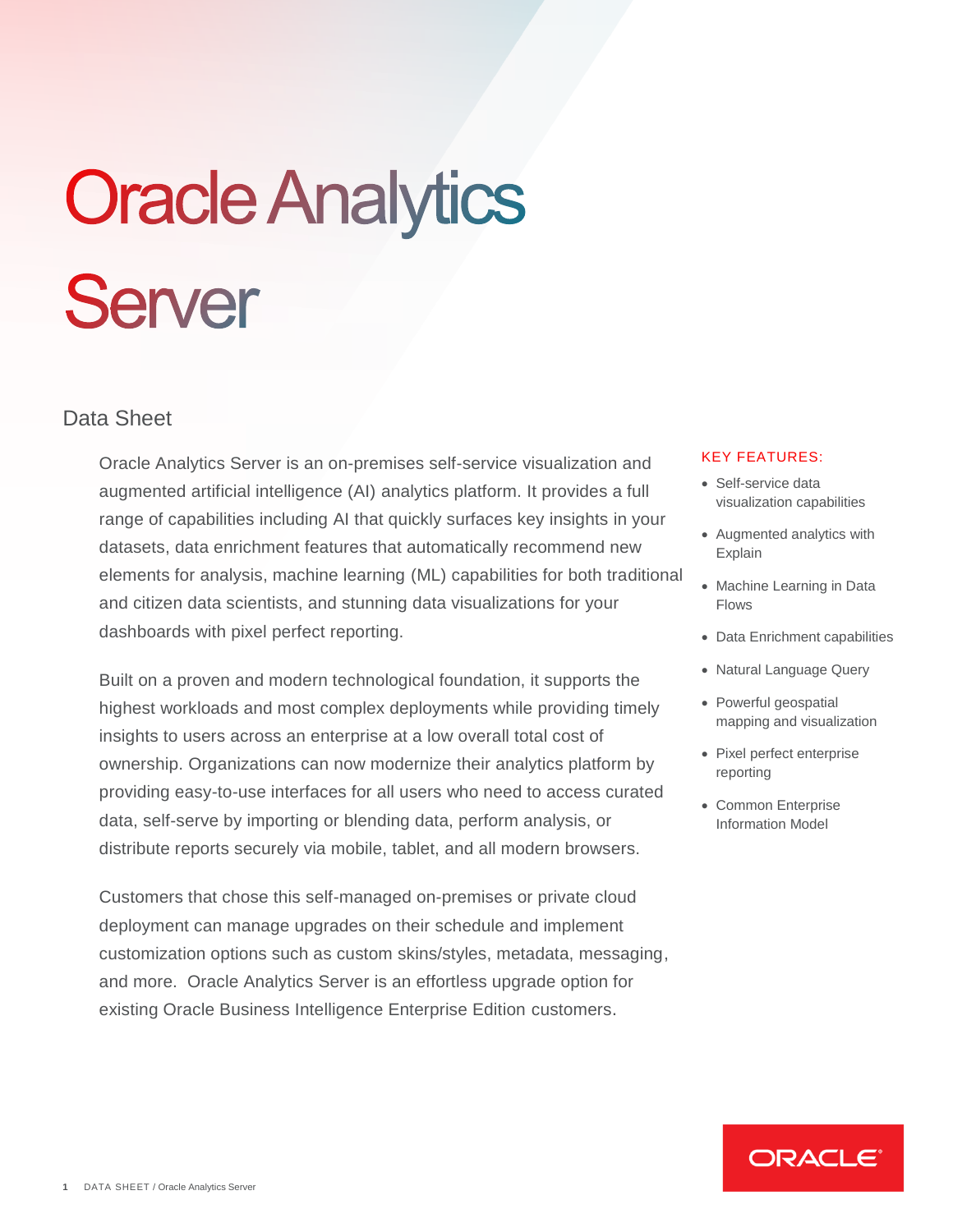# Oracle Analytics Server

## Data Sheet

Oracle Analytics Server is an on-premises self-service visualization and augmented artificial intelligence (AI) analytics platform. It provides a full range of capabilities including AI that quickly surfaces key insights in your datasets, data enrichment features that automatically recommend new elements for analysis, machine learning (ML) capabilities for both traditional and citizen data scientists, and stunning data visualizations for your dashboards with pixel perfect reporting.

Built on a proven and modern technological foundation, it supports the highest workloads and most complex deployments while providing timely insights to users across an enterprise at a low overall total cost of ownership. Organizations can now modernize their analytics platform by providing easy-to-use interfaces for all users who need to access curated data, self-serve by importing or blending data, perform analysis, or distribute reports securely via mobile, tablet, and all modern browsers.

Customers that chose this self-managed on-premises or private cloud deployment can manage upgrades on their schedule and implement customization options such as custom skins/styles, metadata, messaging, and more. Oracle Analytics Server is an effortless upgrade option for existing Oracle Business Intelligence Enterprise Edition customers.

### KEY FEATURES:

- Self-service data visualization capabilities
- Augmented analytics with Explain
- Machine Learning in Data Flows
- Data Enrichment capabilities
- Natural Language Query
- Powerful geospatial mapping and visualization
- Pixel perfect enterprise reporting
- Common Enterprise Information Model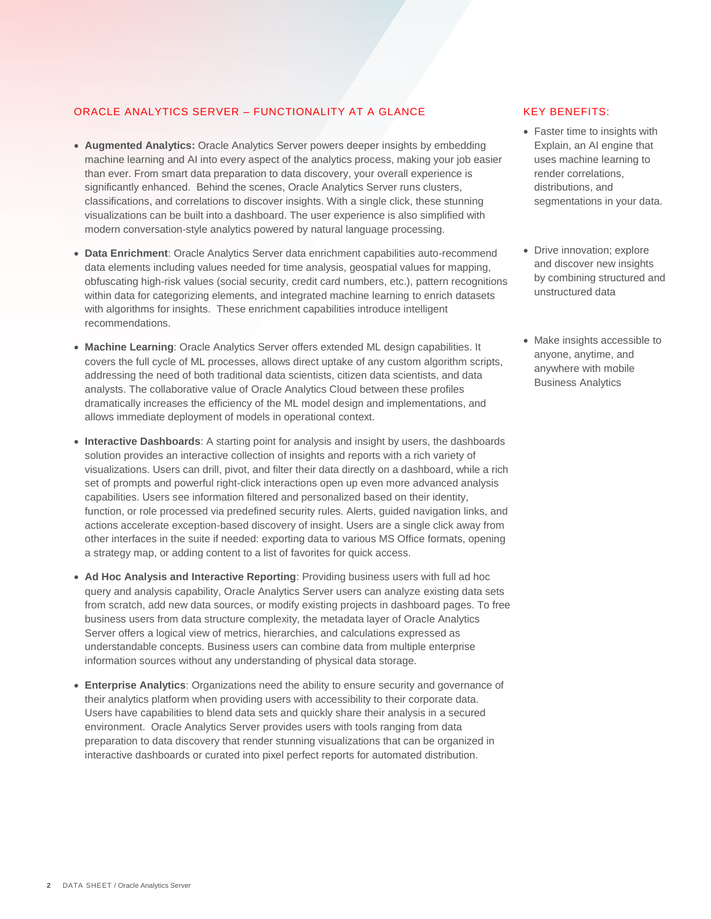## ORACLE ANALYTICS SERVER – FUNCTIONALITY AT A GLANCE

- **Augmented Analytics:** Oracle Analytics Server powers deeper insights by embedding machine learning and AI into every aspect of the analytics process, making your job easier than ever. From smart data preparation to data discovery, your overall experience is significantly enhanced. Behind the scenes, Oracle Analytics Server runs clusters, classifications, and correlations to discover insights. With a single click, these stunning visualizations can be built into a dashboard. The user experience is also simplified with modern conversation-style analytics powered by natural language processing.
- **Data Enrichment**: Oracle Analytics Server data enrichment capabilities auto-recommend data elements including values needed for time analysis, geospatial values for mapping, obfuscating high-risk values (social security, credit card numbers, etc.), pattern recognitions within data for categorizing elements, and integrated machine learning to enrich datasets with algorithms for insights. These enrichment capabilities introduce intelligent recommendations.
- **Machine Learning**: Oracle Analytics Server offers extended ML design capabilities. It covers the full cycle of ML processes, allows direct uptake of any custom algorithm scripts, addressing the need of both traditional data scientists, citizen data scientists, and data analysts. The collaborative value of Oracle Analytics Cloud between these profiles dramatically increases the efficiency of the ML model design and implementations, and allows immediate deployment of models in operational context.
- **Interactive Dashboards**: A starting point for analysis and insight by users, the dashboards solution provides an interactive collection of insights and reports with a rich variety of visualizations. Users can drill, pivot, and filter their data directly on a dashboard, while a rich set of prompts and powerful right-click interactions open up even more advanced analysis capabilities. Users see information filtered and personalized based on their identity, function, or role processed via predefined security rules. Alerts, guided navigation links, and actions accelerate exception-based discovery of insight. Users are a single click away from other interfaces in the suite if needed: exporting data to various MS Office formats, opening a strategy map, or adding content to a list of favorites for quick access.
- **Ad Hoc Analysis and Interactive Reporting**: Providing business users with full ad hoc query and analysis capability, Oracle Analytics Server users can analyze existing data sets from scratch, add new data sources, or modify existing projects in dashboard pages. To free business users from data structure complexity, the metadata layer of Oracle Analytics Server offers a logical view of metrics, hierarchies, and calculations expressed as understandable concepts. Business users can combine data from multiple enterprise information sources without any understanding of physical data storage.
- **Enterprise Analytics**: Organizations need the ability to ensure security and governance of their analytics platform when providing users with accessibility to their corporate data. Users have capabilities to blend data sets and quickly share their analysis in a secured environment. Oracle Analytics Server provides users with tools ranging from data preparation to data discovery that render stunning visualizations that can be organized in interactive dashboards or curated into pixel perfect reports for automated distribution.

## KEY BENEFITS:

- Faster time to insights with Explain, an AI engine that uses machine learning to render correlations, distributions, and segmentations in your data.
- Drive innovation; explore and discover new insights by combining structured and unstructured data
- Make insights accessible to anyone, anytime, and anywhere with mobile Business Analytics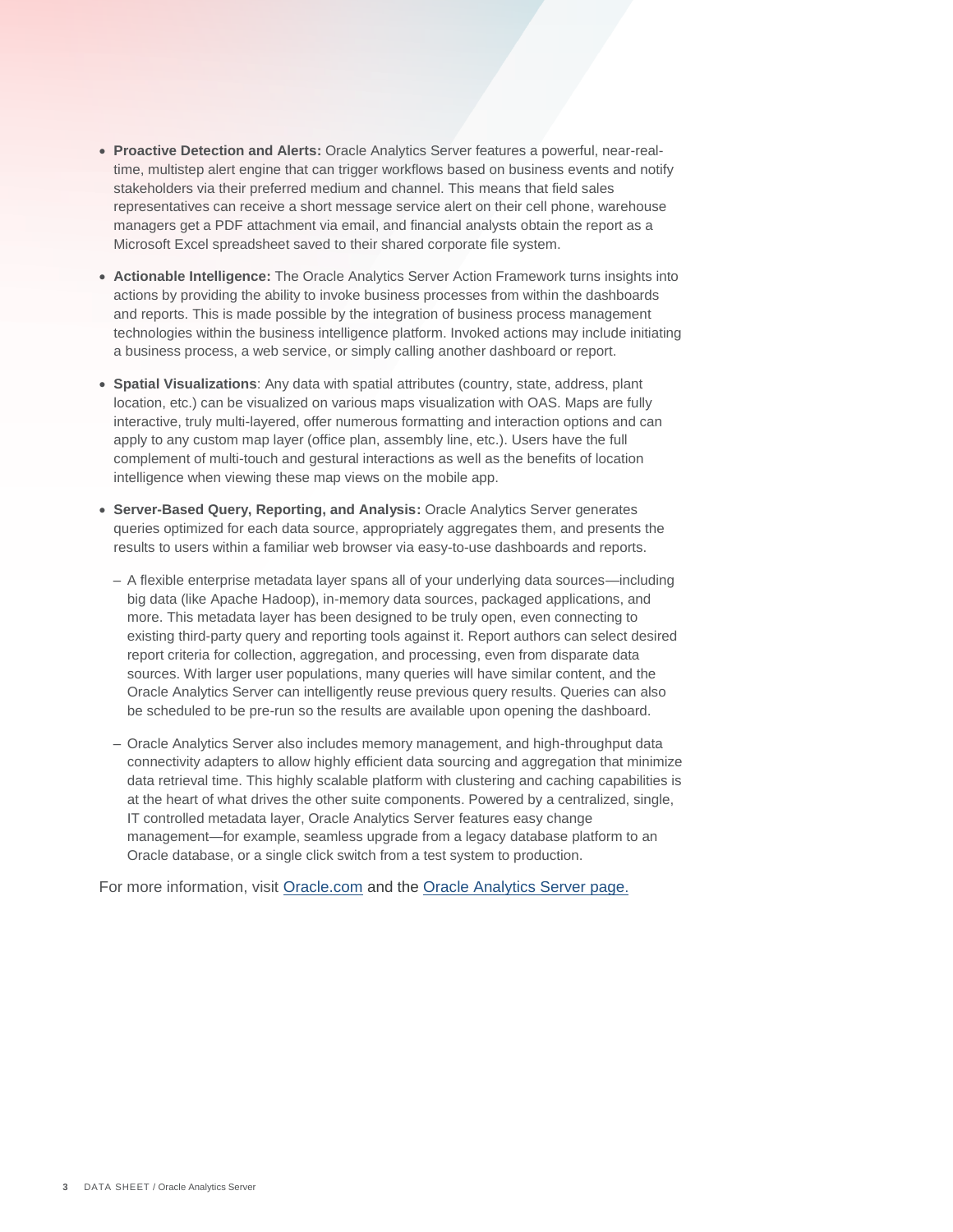- **Proactive Detection and Alerts:** Oracle Analytics Server features a powerful, near-real-time, multistep alert engine that can trigger workflows based on business events and notify stakeholders via their preferred medium and channel. This means that field sales representatives can receive a short message service alert on their cell phone, warehouse managers get a PDF attachment via email, and financial analysts obtain the report as a Microsoft Excel spreadsheet saved to their shared corporate file system.
- **Actionable Intelligence:** The Oracle Analytics Server Action Framework turns insights into actions by providing the ability to invoke business processes from within the dashboards and reports. This is made possible by the integration of business process management technologies within the business intelligence platform. Invoked actions may include initiating a business process, a web service, or simply calling another dashboard or report.
- **Spatial Visualizations**: Any data with spatial attributes (country, state, address, plant location, etc.) can be visualized on various maps visualization with OAS. Maps are fully interactive, truly multi-layered, offer numerous formatting and interaction options and can apply to any custom map layer (office plan, assembly line, etc.). Users have the full complement of multi-touch and gestural interactions as well as the benefits of location intelligence when viewing these map views on the mobile app.
- **Server-Based Query, Reporting, and Analysis:** Oracle Analytics Server generates queries optimized for each data source, appropriately aggregates them, and presents the results to users within a familiar web browser via easy-to-use dashboards and reports.
  - A flexible enterprise metadata layer spans all of your underlying data sources—including big data (like Apache Hadoop), in-memory data sources, packaged applications, and more. This metadata layer has been designed to be truly open, even connecting to existing third-party query and reporting tools against it. Report authors can select desired report criteria for collection, aggregation, and processing, even from disparate data sources. With larger user populations, many queries will have similar content, and the Oracle Analytics Server can intelligently reuse previous query results. Queries can also be scheduled to be pre-run so the results are available upon opening the dashboard.
  - Oracle Analytics Server also includes memory management, and high-throughput data connectivity adapters to allow highly efficient data sourcing and aggregation that minimize data retrieval time. This highly scalable platform with clustering and caching capabilities is at the heart of what drives the other suite components. Powered by a centralized, single, IT controlled metadata layer, Oracle Analytics Server features easy change management—for example, seamless upgrade from a legacy database platform to an Oracle database, or a single click switch from a test system to production.

For more information, visit Oracle.com and the Oracle Analytics Server page.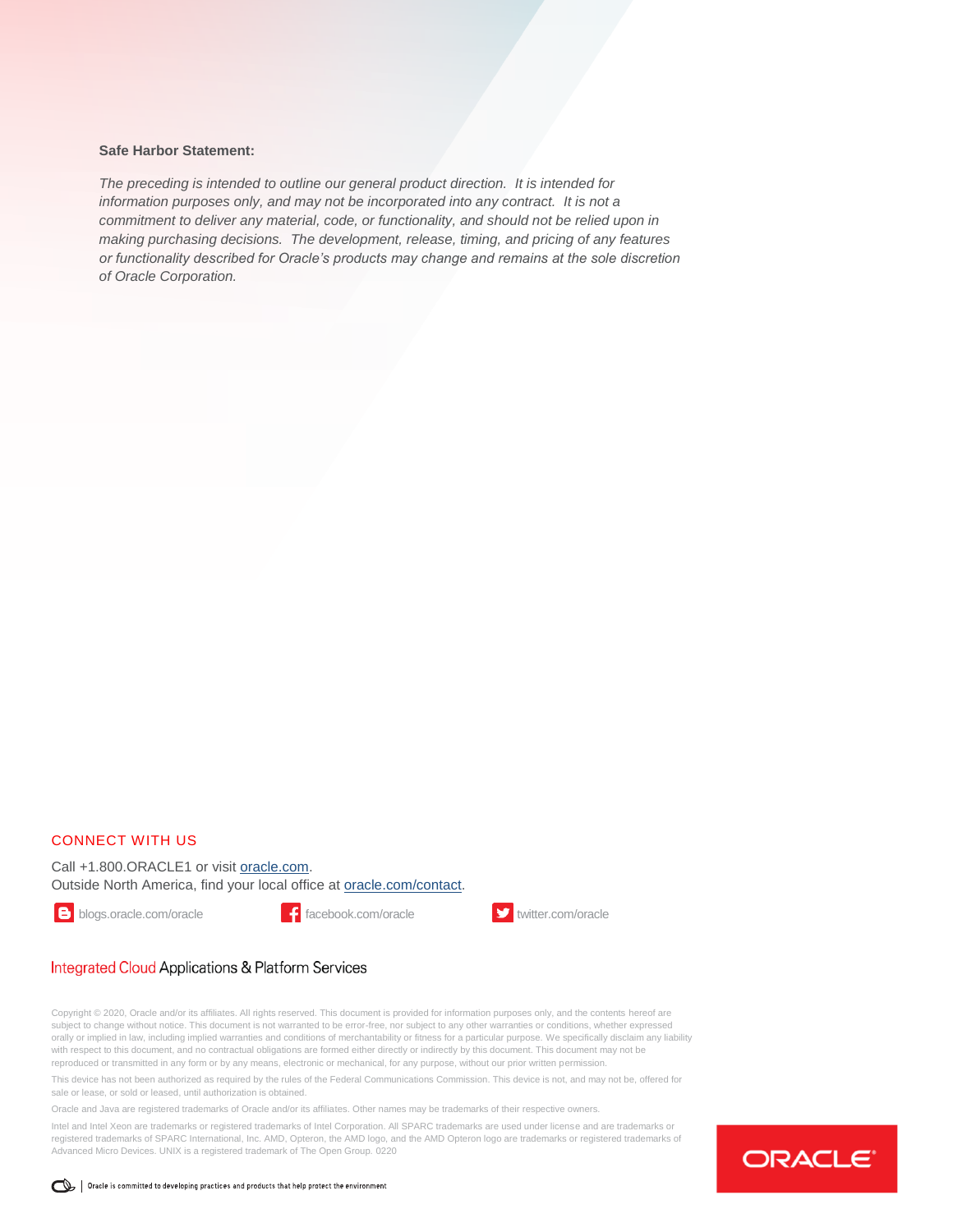**Safe Harbor Statement:**

*The preceding is intended to outline our general product direction. It is intended for information purposes only, and may not be incorporated into any contract. It is not a commitment to deliver any material, code, or functionality, and should not be relied upon in making purchasing decisions. The development, release, timing, and pricing of any features or functionality described for Oracle's products may change and remains at the sole discretion of Oracle Corporation.*

## CONNECT WITH US

Call +1.800.ORACLE1 or visit [oracle.com](oracle.com).
Outside North America, find your local office at [oracle.com/contact](oracle.com/contact).

blogs.oracle.com/oracle facebook.com/oracle twitter.com/oracle

Integrated Cloud Applications & Platform Services

Copyright © 2020, Oracle and/or its affiliates. All rights reserved. This document is provided for information purposes only, and the contents hereof are subject to change without notice. This document is not warranted to be error-free, nor subject to any other warranties or conditions, whether expressed orally or implied in law, including implied warranties and conditions of merchantability or fitness for a particular purpose. We specifically disclaim any liability with respect to this document, and no contractual obligations are formed either directly or indirectly by this document. This document may not be reproduced or transmitted in any form or by any means, electronic or mechanical, for any purpose, without our prior written permission.

This device has not been authorized as required by the rules of the Federal Communications Commission. This device is not, and may not be, offered for sale or lease, or sold or leased, until authorization is obtained.

Oracle and Java are registered trademarks of Oracle and/or its affiliates. Other names may be trademarks of their respective owners.

Intel and Intel Xeon are trademarks or registered trademarks of Intel Corporation. All SPARC trademarks are used under license and are trademarks or registered trademarks of SPARC International, Inc. AMD, Opteron, the AMD logo, and the AMD Opteron logo are trademarks or registered trademarks of Advanced Micro Devices. UNIX is a registered trademark of The Open Group. 0220

Oracle is committed to developing practices and products that help protect the environment

ORACLE